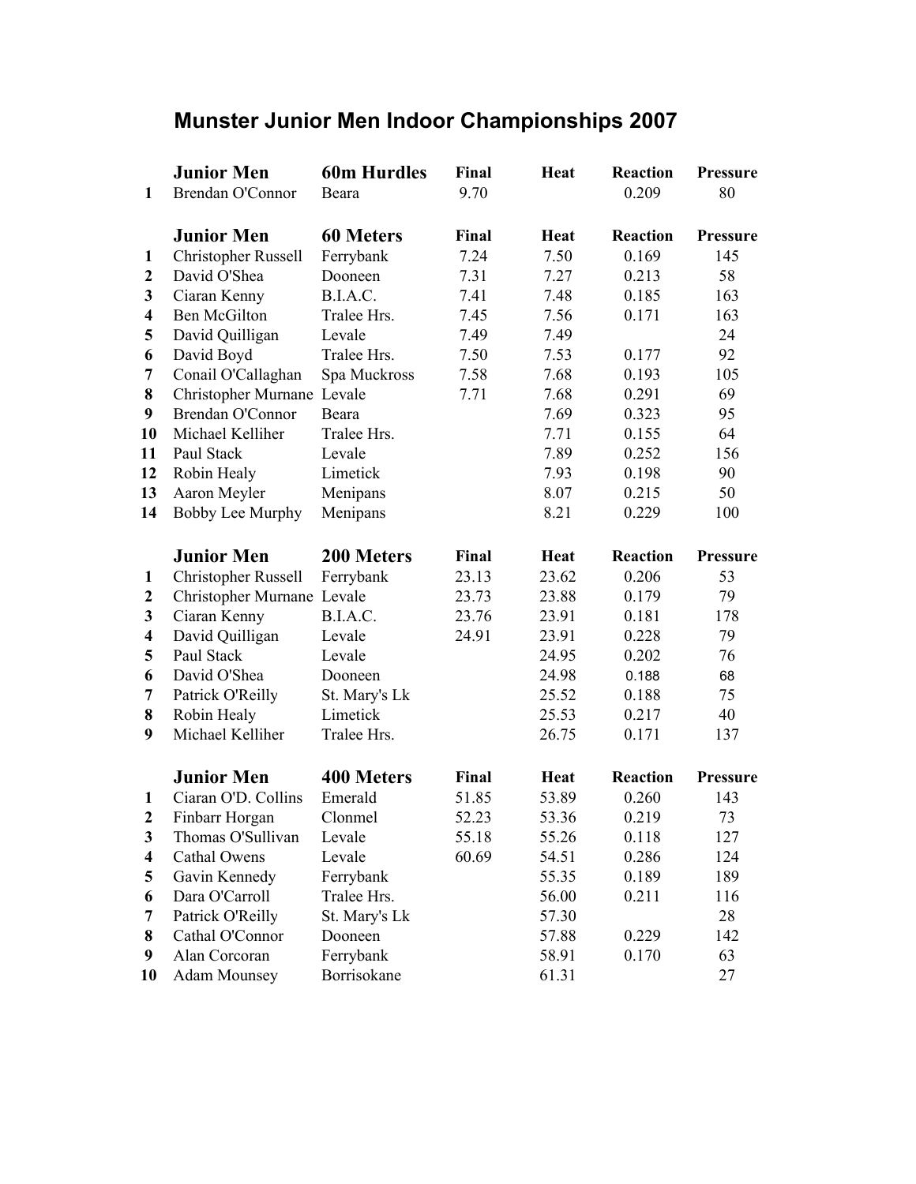# Munster Junior Men Indoor Championships 2007

| | Junior Men | 60m Hurdles | Final | Heat | Reaction | Pressure |
|---|---|---|---|---|---|---|
| 1 | Brendan O'Connor | Beara | 9.70 | | 0.209 | 80 |

| | Junior Men | 60 Meters | Final | Heat | Reaction | Pressure |
|---|---|---|---|---|---|---|
| 1 | Christopher Russell | Ferrybank | 7.24 | 7.50 | 0.169 | 145 |
| 2 | David O'Shea | Dooneen | 7.31 | 7.27 | 0.213 | 58 |
| 3 | Ciaran Kenny | B.I.A.C. | 7.41 | 7.48 | 0.185 | 163 |
| 4 | Ben McGilton | Tralee Hrs. | 7.45 | 7.56 | 0.171 | 163 |
| 5 | David Quilligan | Levale | 7.49 | 7.49 | | 24 |
| 6 | David Boyd | Tralee Hrs. | 7.50 | 7.53 | 0.177 | 92 |
| 7 | Conail O'Callaghan | Spa Muckross | 7.58 | 7.68 | 0.193 | 105 |
| 8 | Christopher Murnane | Levale | 7.71 | 7.68 | 0.291 | 69 |
| 9 | Brendan O'Connor | Beara | | 7.69 | 0.323 | 95 |
| 10 | Michael Kelliher | Tralee Hrs. | | 7.71 | 0.155 | 64 |
| 11 | Paul Stack | Levale | | 7.89 | 0.252 | 156 |
| 12 | Robin Healy | Limetick | | 7.93 | 0.198 | 90 |
| 13 | Aaron Meyler | Menipans | | 8.07 | 0.215 | 50 |
| 14 | Bobby Lee Murphy | Menipans | | 8.21 | 0.229 | 100 |

| | Junior Men | 200 Meters | Final | Heat | Reaction | Pressure |
|---|---|---|---|---|---|---|
| 1 | Christopher Russell | Ferrybank | 23.13 | 23.62 | 0.206 | 53 |
| 2 | Christopher Murnane | Levale | 23.73 | 23.88 | 0.179 | 79 |
| 3 | Ciaran Kenny | B.I.A.C. | 23.76 | 23.91 | 0.181 | 178 |
| 4 | David Quilligan | Levale | 24.91 | 23.91 | 0.228 | 79 |
| 5 | Paul Stack | Levale | | 24.95 | 0.202 | 76 |
| 6 | David O'Shea | Dooneen | | 24.98 | 0.188 | 68 |
| 7 | Patrick O'Reilly | St. Mary's Lk | | 25.52 | 0.188 | 75 |
| 8 | Robin Healy | Limetick | | 25.53 | 0.217 | 40 |
| 9 | Michael Kelliher | Tralee Hrs. | | 26.75 | 0.171 | 137 |

| | Junior Men | 400 Meters | Final | Heat | Reaction | Pressure |
|---|---|---|---|---|---|---|
| 1 | Ciaran O'D. Collins | Emerald | 51.85 | 53.89 | 0.260 | 143 |
| 2 | Finbarr Horgan | Clonmel | 52.23 | 53.36 | 0.219 | 73 |
| 3 | Thomas O'Sullivan | Levale | 55.18 | 55.26 | 0.118 | 127 |
| 4 | Cathal Owens | Levale | 60.69 | 54.51 | 0.286 | 124 |
| 5 | Gavin Kennedy | Ferrybank | | 55.35 | 0.189 | 189 |
| 6 | Dara O'Carroll | Tralee Hrs. | | 56.00 | 0.211 | 116 |
| 7 | Patrick O'Reilly | St. Mary's Lk | | 57.30 | | 28 |
| 8 | Cathal O'Connor | Dooneen | | 57.88 | 0.229 | 142 |
| 9 | Alan Corcoran | Ferrybank | | 58.91 | 0.170 | 63 |
| 10 | Adam Mounsey | Borrisokane | | 61.31 | | 27 |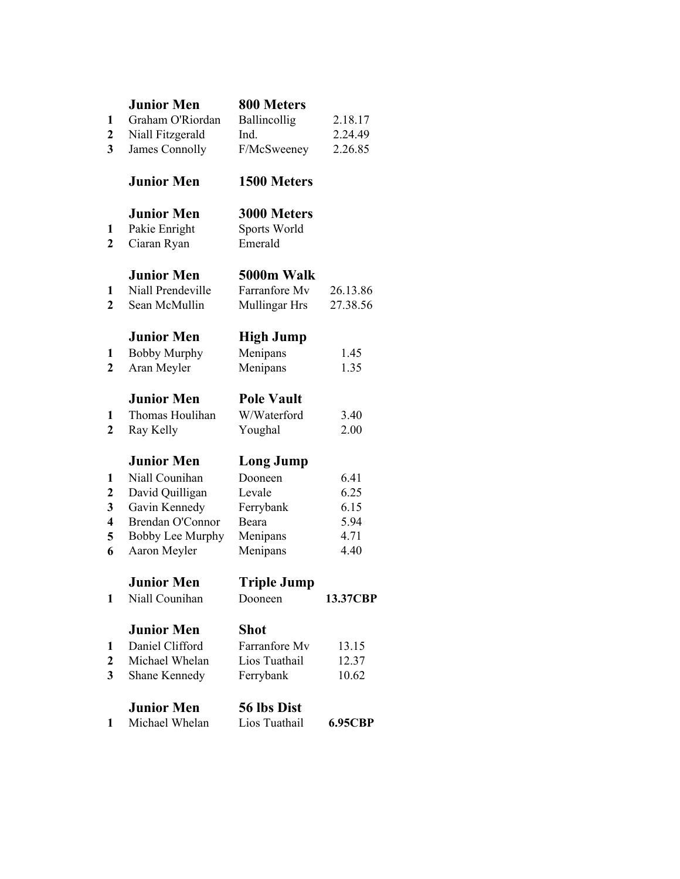### Junior Men — 800 Meters

| | | | |
|---|---|---|---|
| 1 | Graham O'Riordan | Ballincollig | 2.18.17 |
| 2 | Niall Fitzgerald | Ind. | 2.24.49 |
| 3 | James Connolly | F/McSweeney | 2.26.85 |

### Junior Men — 1500 Meters

### Junior Men — 3000 Meters

| | | |
|---|---|---|
| 1 | Pakie Enright | Sports World |
| 2 | Ciaran Ryan | Emerald |

### Junior Men — 5000m Walk

| | | | |
|---|---|---|---|
| 1 | Niall Prendeville | Farranfore Mv | 26.13.86 |
| 2 | Sean McMullin | Mullingar Hrs | 27.38.56 |

### Junior Men — High Jump

| | | | |
|---|---|---|---|
| 1 | Bobby Murphy | Menipans | 1.45 |
| 2 | Aran Meyler | Menipans | 1.35 |

### Junior Men — Pole Vault

| | | | |
|---|---|---|---|
| 1 | Thomas Houlihan | W/Waterford | 3.40 |
| 2 | Ray Kelly | Youghal | 2.00 |

### Junior Men — Long Jump

| | | | |
|---|---|---|---|
| 1 | Niall Counihan | Dooneen | 6.41 |
| 2 | David Quilligan | Levale | 6.25 |
| 3 | Gavin Kennedy | Ferrybank | 6.15 |
| 4 | Brendan O'Connor | Beara | 5.94 |
| 5 | Bobby Lee Murphy | Menipans | 4.71 |
| 6 | Aaron Meyler | Menipans | 4.40 |

### Junior Men — Triple Jump

| | | | |
|---|---|---|---|
| 1 | Niall Counihan | Dooneen | **13.37CBP** |

### Junior Men — Shot

| | | | |
|---|---|---|---|
| 1 | Daniel Clifford | Farranfore Mv | 13.15 |
| 2 | Michael Whelan | Lios Tuathail | 12.37 |
| 3 | Shane Kennedy | Ferrybank | 10.62 |

### Junior Men — 56 lbs Dist

| | | | |
|---|---|---|---|
| 1 | Michael Whelan | Lios Tuathail | **6.95CBP** |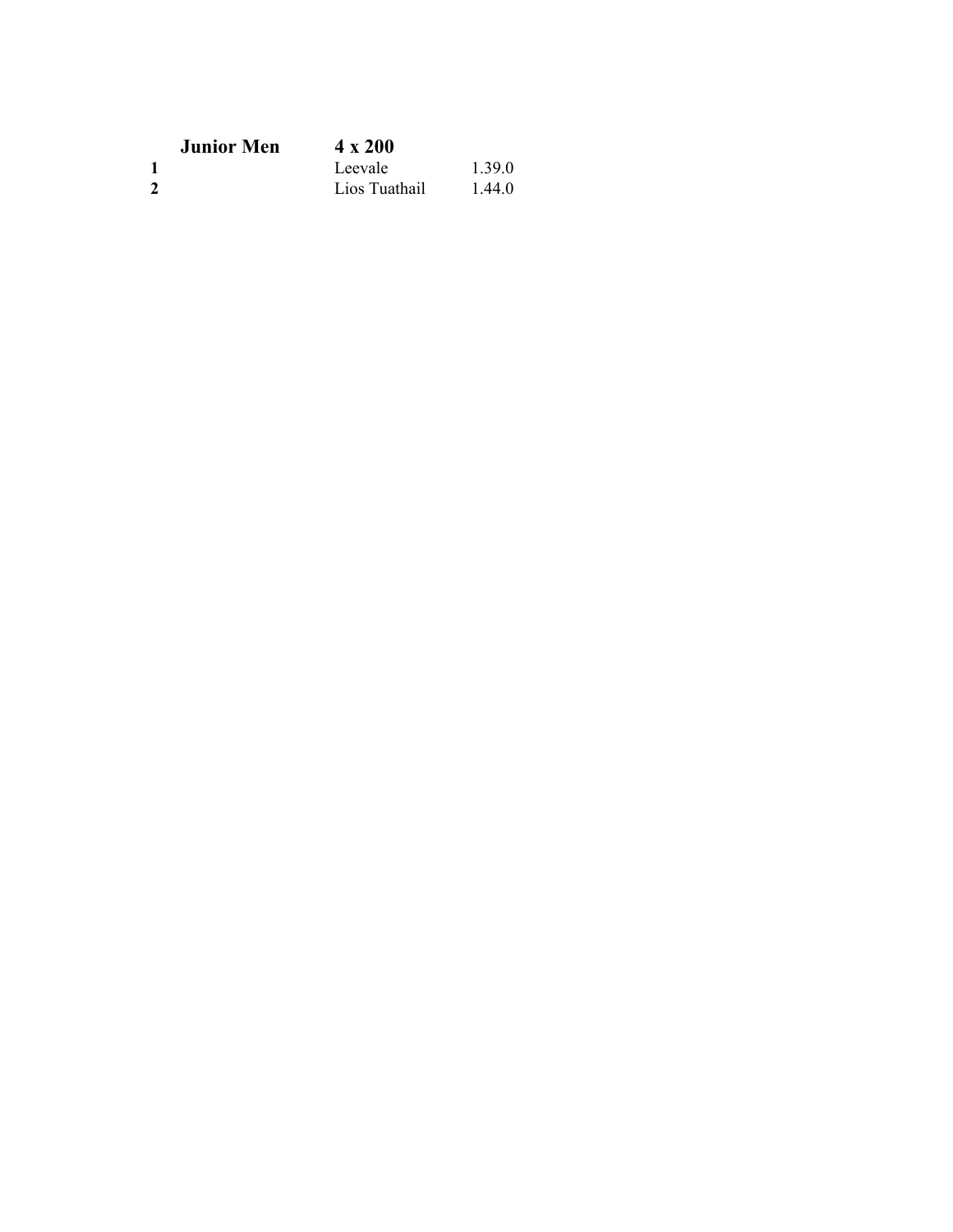| | Junior Men | 4 x 200 | |
|---|---|---|---|
| **1** | | Leevale | 1.39.0 |
| **2** | | Lios Tuathail | 1.44.0 |